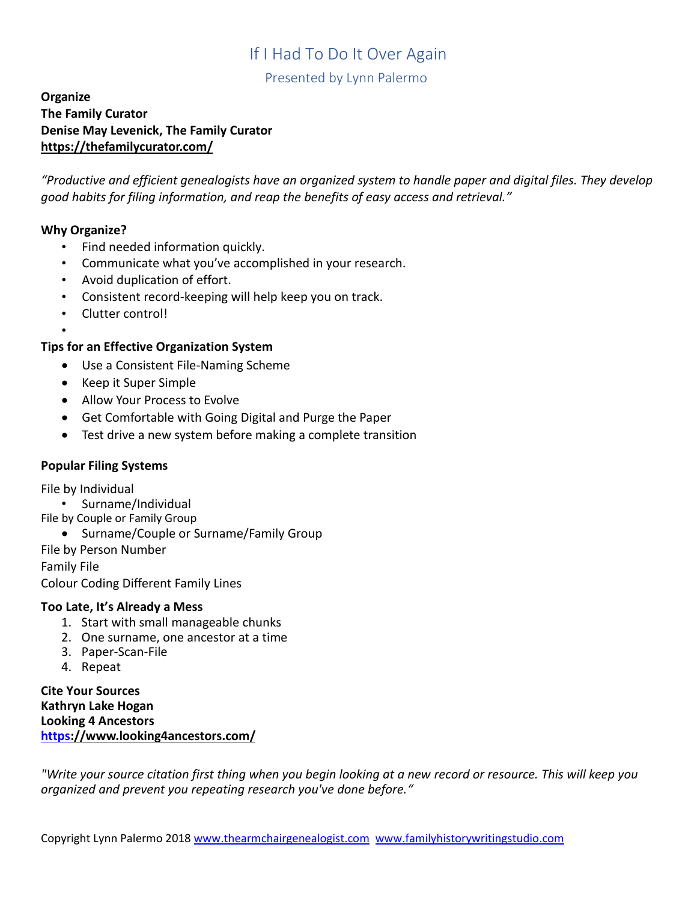# If I Had To Do It Over Again

## Presented by Lynn Palermo

**Organize**
**The Family Curator**
**Denise May Levenick, The Family Curator**
**https://thefamilycurator.com/**

*"Productive and efficient genealogists have an organized system to handle paper and digital files. They develop good habits for filing information, and reap the benefits of easy access and retrieval."*

**Why Organize?**

- Find needed information quickly.
- Communicate what you've accomplished in your research.
- Avoid duplication of effort.
- Consistent record-keeping will help keep you on track.
- Clutter control!

**Tips for an Effective Organization System**

- Use a Consistent File-Naming Scheme
- Keep it Super Simple
- Allow Your Process to Evolve
- Get Comfortable with Going Digital and Purge the Paper
- Test drive a new system before making a complete transition

**Popular Filing Systems**

File by Individual

- Surname/Individual

File by Couple or Family Group

- Surname/Couple or Surname/Family Group

File by Person Number

Family File

Colour Coding Different Family Lines

**Too Late, It's Already a Mess**

1. Start with small manageable chunks
2. One surname, one ancestor at a time
3. Paper-Scan-File
4. Repeat

**Cite Your Sources**
**Kathryn Lake Hogan**
**Looking 4 Ancestors**
**https://www.looking4ancestors.com/**

*"Write your source citation first thing when you begin looking at a new record or resource. This will keep you organized and prevent you repeating research you've done before."*

Copyright Lynn Palermo 2018 www.thearmchairgenealogist.com www.familyhistorywritingstudio.com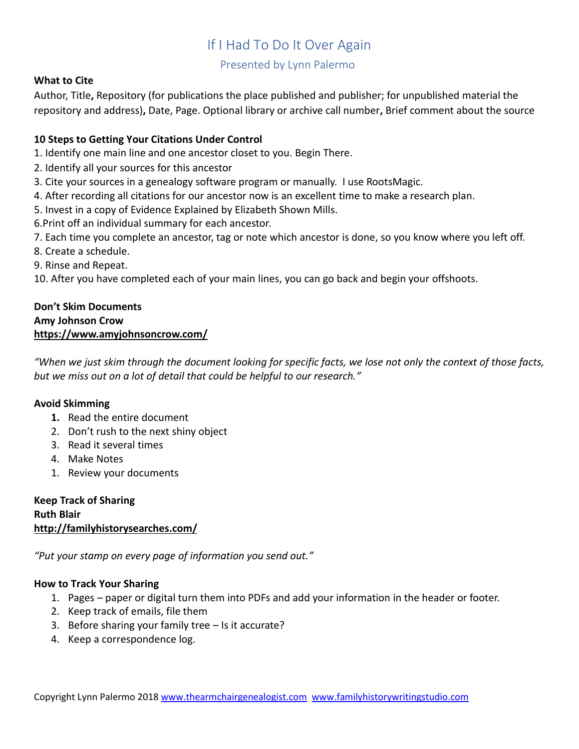# If I Had To Do It Over Again

## Presented by Lynn Palermo

**What to Cite**

Author, Title**,** Repository (for publications the place published and publisher; for unpublished material the repository and address)**,** Date, Page. Optional library or archive call number**,** Brief comment about the source

**10 Steps to Getting Your Citations Under Control**

1. Identify one main line and one ancestor closet to you. Begin There.
2. Identify all your sources for this ancestor
3. Cite your sources in a genealogy software program or manually. I use RootsMagic.
4. After recording all citations for our ancestor now is an excellent time to make a research plan.
5. Invest in a copy of Evidence Explained by Elizabeth Shown Mills.
6. Print off an individual summary for each ancestor.
7. Each time you complete an ancestor, tag or note which ancestor is done, so you know where you left off.
8. Create a schedule.
9. Rinse and Repeat.
10. After you have completed each of your main lines, you can go back and begin your offshoots.

**Don't Skim Documents**
**Amy Johnson Crow**
**https://www.amyjohnsoncrow.com/**

*"When we just skim through the document looking for specific facts, we lose not only the context of those facts, but we miss out on a lot of detail that could be helpful to our research."*

**Avoid Skimming**

1. Read the entire document
2. Don't rush to the next shiny object
3. Read it several times
4. Make Notes
1. Review your documents

**Keep Track of Sharing**
**Ruth Blair**
**http://familyhistorysearches.com/**

*"Put your stamp on every page of information you send out."*

**How to Track Your Sharing**

1. Pages – paper or digital turn them into PDFs and add your information in the header or footer.
2. Keep track of emails, file them
3. Before sharing your family tree – Is it accurate?
4. Keep a correspondence log.

Copyright Lynn Palermo 2018 www.thearmchairgenealogist.com www.familyhistorywritingstudio.com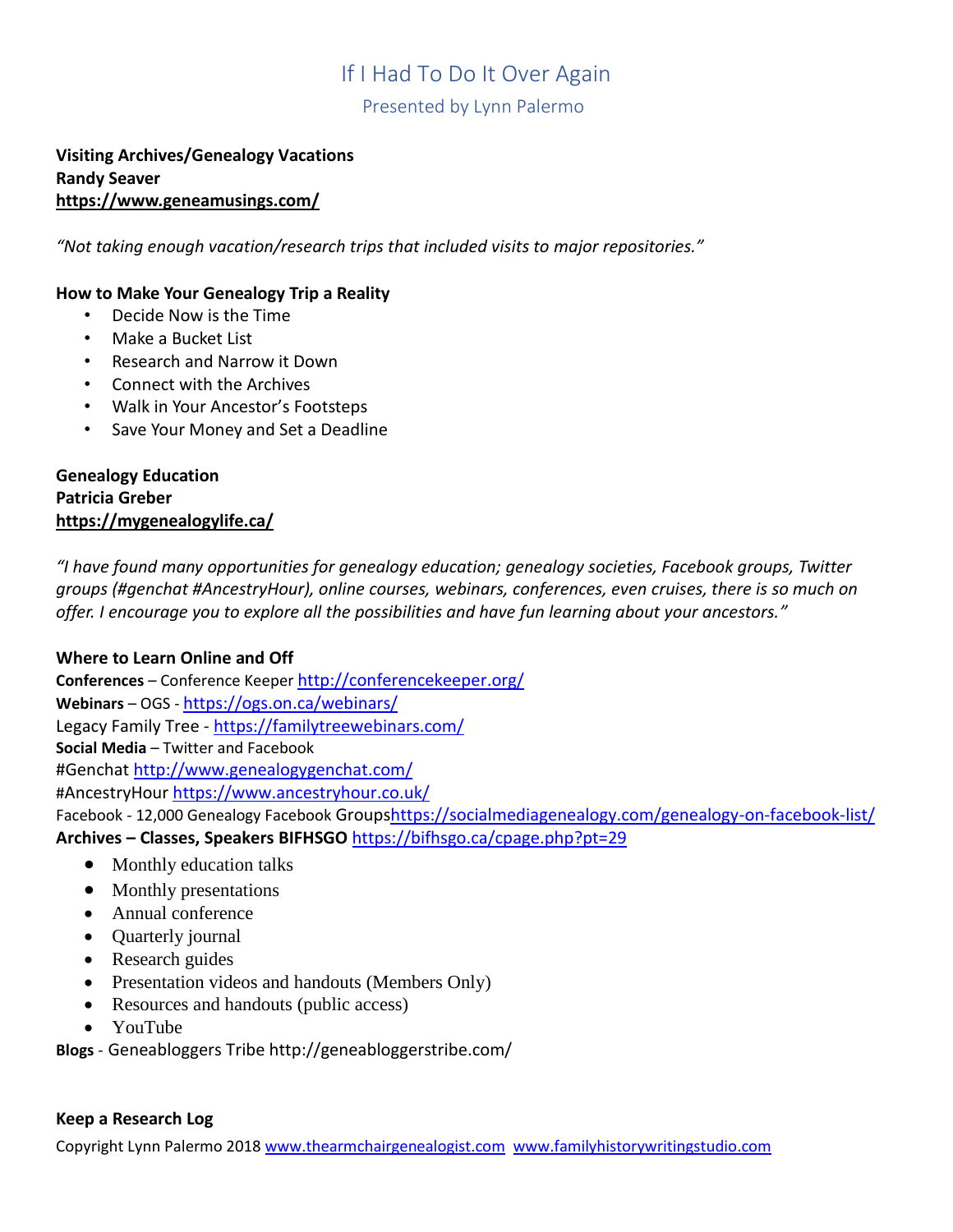# If I Had To Do It Over Again

## Presented by Lynn Palermo

**Visiting Archives/Genealogy Vacations**
**Randy Seaver**
**https://www.geneamusings.com/**

*"Not taking enough vacation/research trips that included visits to major repositories."*

**How to Make Your Genealogy Trip a Reality**

- Decide Now is the Time
- Make a Bucket List
- Research and Narrow it Down
- Connect with the Archives
- Walk in Your Ancestor's Footsteps
- Save Your Money and Set a Deadline

**Genealogy Education**
**Patricia Greber**
**https://mygenealogylife.ca/**

*"I have found many opportunities for genealogy education; genealogy societies, Facebook groups, Twitter groups (#genchat #AncestryHour), online courses, webinars, conferences, even cruises, there is so much on offer. I encourage you to explore all the possibilities and have fun learning about your ancestors."*

**Where to Learn Online and Off**

**Conferences** – Conference Keeper http://conferencekeeper.org/
**Webinars** – OGS - https://ogs.on.ca/webinars/
Legacy Family Tree - https://familytreewebinars.com/
**Social Media** – Twitter and Facebook
#Genchat http://www.genealogygenchat.com/
#AncestryHour https://www.ancestryhour.co.uk/
Facebook - 12,000 Genealogy Facebook Groups https://socialmediagenealogy.com/genealogy-on-facebook-list/
**Archives – Classes, Speakers BIFHSGO** https://bifhsgo.ca/cpage.php?pt=29

- Monthly education talks
- Monthly presentations
- Annual conference
- Quarterly journal
- Research guides
- Presentation videos and handouts (Members Only)
- Resources and handouts (public access)
- YouTube

**Blogs** - Geneabloggers Tribe http://geneabloggerstribe.com/

**Keep a Research Log**

Copyright Lynn Palermo 2018 www.thearmchairgenealogist.com www.familyhistorywritingstudio.com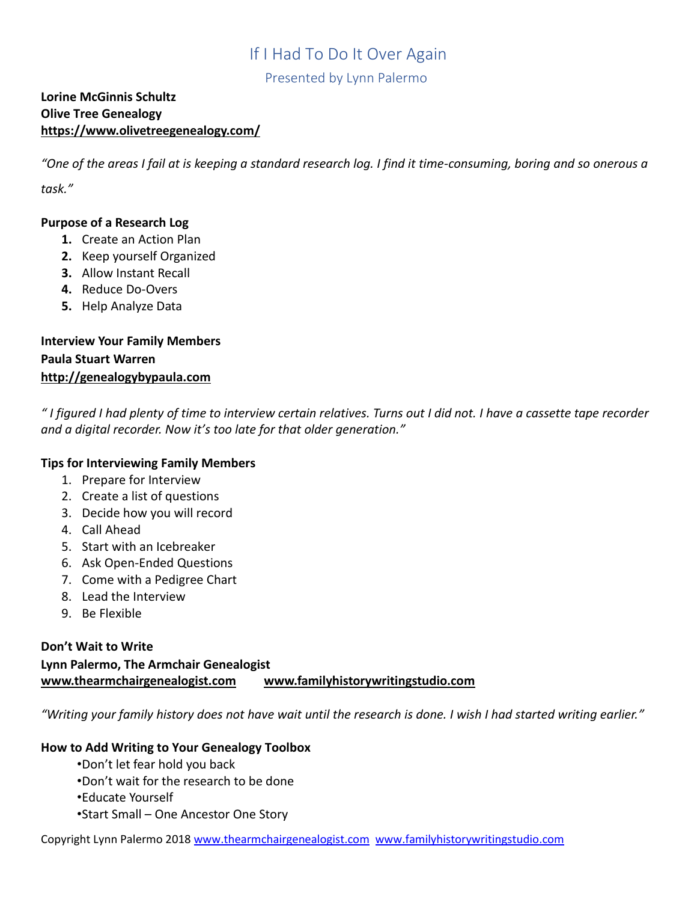# If I Had To Do It Over Again

## Presented by Lynn Palermo

**Lorine McGinnis Schultz**
**Olive Tree Genealogy**
**https://www.olivetreegenealogy.com/**

*"One of the areas I fail at is keeping a standard research log. I find it time-consuming, boring and so onerous a task."*

**Purpose of a Research Log**

1. Create an Action Plan
2. Keep yourself Organized
3. Allow Instant Recall
4. Reduce Do-Overs
5. Help Analyze Data

**Interview Your Family Members**
**Paula Stuart Warren**
**http://genealogybypaula.com**

*" I figured I had plenty of time to interview certain relatives. Turns out I did not. I have a cassette tape recorder and a digital recorder. Now it's too late for that older generation."*

**Tips for Interviewing Family Members**

1. Prepare for Interview
2. Create a list of questions
3. Decide how you will record
4. Call Ahead
5. Start with an Icebreaker
6. Ask Open-Ended Questions
7. Come with a Pedigree Chart
8. Lead the Interview
9. Be Flexible

**Don't Wait to Write**
**Lynn Palermo, The Armchair Genealogist**
**www.thearmchairgenealogist.com** **www.familyhistorywritingstudio.com**

*"Writing your family history does not have wait until the research is done. I wish I had started writing earlier."*

**How to Add Writing to Your Genealogy Toolbox**

- Don't let fear hold you back
- Don't wait for the research to be done
- Educate Yourself
- Start Small – One Ancestor One Story

Copyright Lynn Palermo 2018 www.thearmchairgenealogist.com www.familyhistorywritingstudio.com